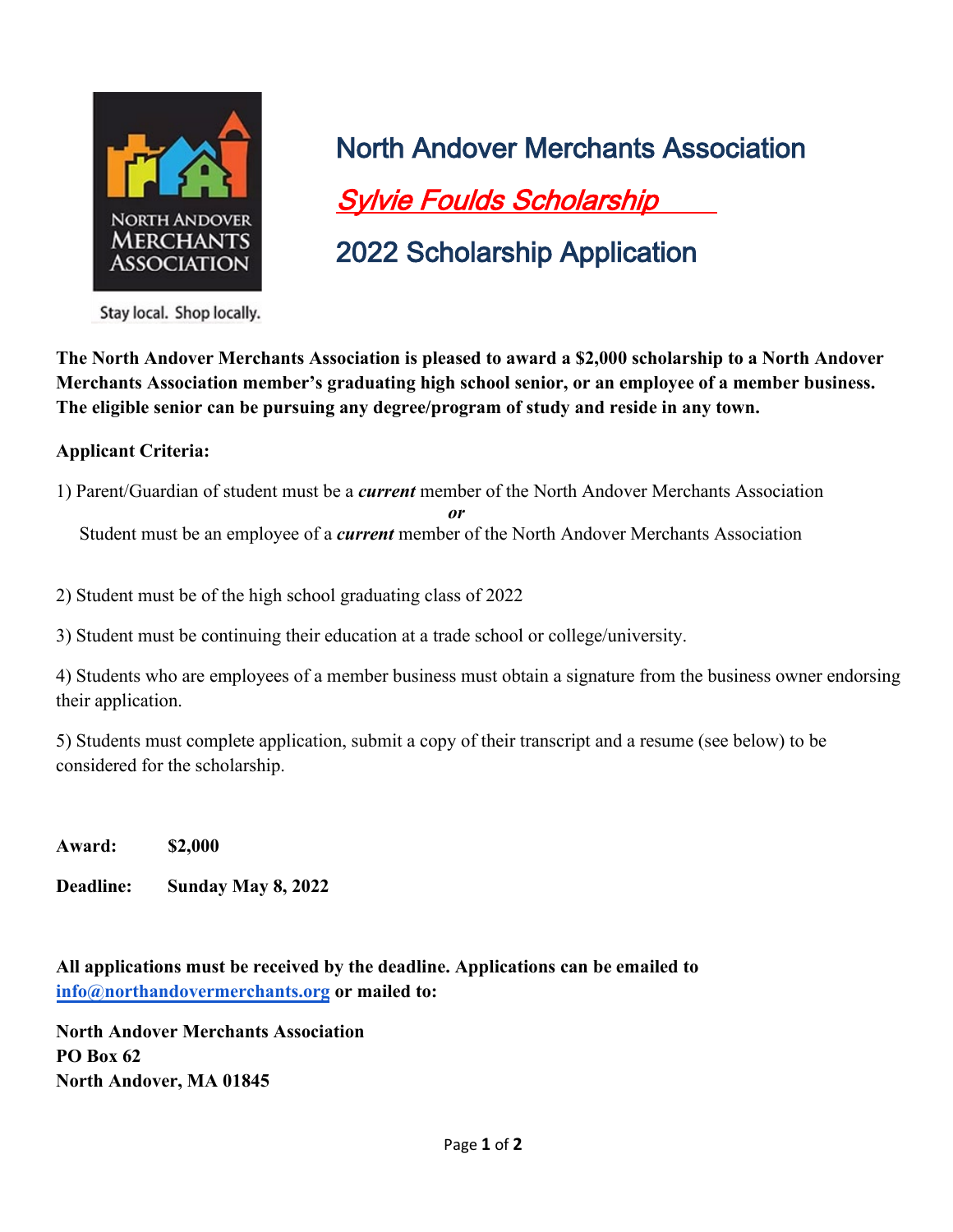# North Andover Merchants Association

## *Sylvie Foulds Scholarship*

## 2022 Scholarship Application

**The North Andover Merchants Association is pleased to award a $2,000 scholarship to a North Andover Merchants Association member's graduating high school senior, or an employee of a member business. The eligible senior can be pursuing any degree/program of study and reside in any town.**

**Applicant Criteria:**

1) Parent/Guardian of student must be a ***current*** member of the North Andover Merchants Association

***or***

Student must be an employee of a ***current*** member of the North Andover Merchants Association

2) Student must be of the high school graduating class of 2022

3) Student must be continuing their education at a trade school or college/university.

4) Students who are employees of a member business must obtain a signature from the business owner endorsing their application.

5) Students must complete application, submit a copy of their transcript and a resume (see below) to be considered for the scholarship.

**Award:** **$2,000**

**Deadline:** **Sunday May 8, 2022**

**All applications must be received by the deadline. Applications can be emailed to [info@northandovermerchants.org](mailto:info@northandovermerchants.org) or mailed to:**

**North Andover Merchants Association**
**PO Box 62**
**North Andover, MA 01845**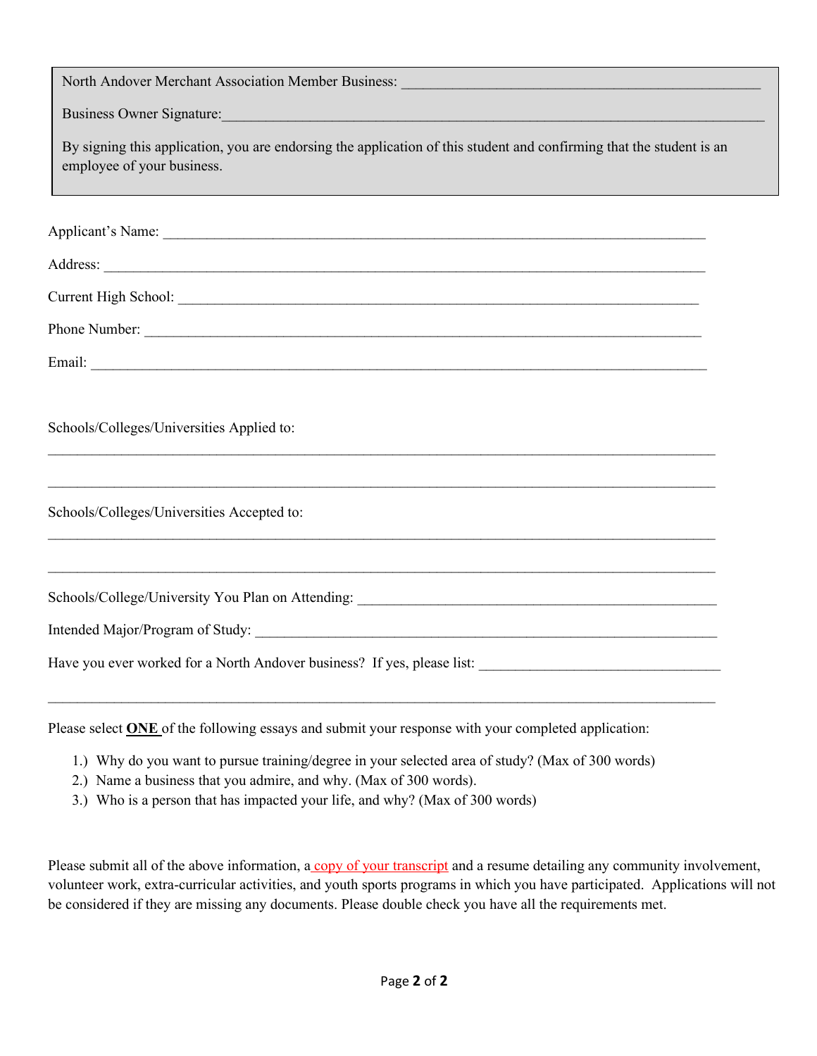North Andover Merchant Association Member Business: ___________________________________________________

Business Owner Signature:_______________________________________________________________________________

By signing this application, you are endorsing the application of this student and confirming that the student is an employee of your business.

Applicant's Name: _______________________________________________________________________________

Address: _____________________________________________________________________________________

Current High School: ___________________________________________________________________________

Phone Number: _________________________________________________________________________________

Email: _______________________________________________________________________________________

Schools/Colleges/Universities Applied to:

_____________________________________________________________________________________________

_____________________________________________________________________________________________

Schools/Colleges/Universities Accepted to:

_____________________________________________________________________________________________

_____________________________________________________________________________________________

Schools/College/University You Plan on Attending: _____________________________________________________

Intended Major/Program of Study: ________________________________________________________________

Have you ever worked for a North Andover business? If yes, please list: ____________________________________

_____________________________________________________________________________________________

Please select **ONE** of the following essays and submit your response with your completed application:

1.) Why do you want to pursue training/degree in your selected area of study? (Max of 300 words)
2.) Name a business that you admire, and why. (Max of 300 words).
3.) Who is a person that has impacted your life, and why? (Max of 300 words)

Please submit all of the above information, a copy of your transcript and a resume detailing any community involvement, volunteer work, extra-curricular activities, and youth sports programs in which you have participated. Applications will not be considered if they are missing any documents. Please double check you have all the requirements met.